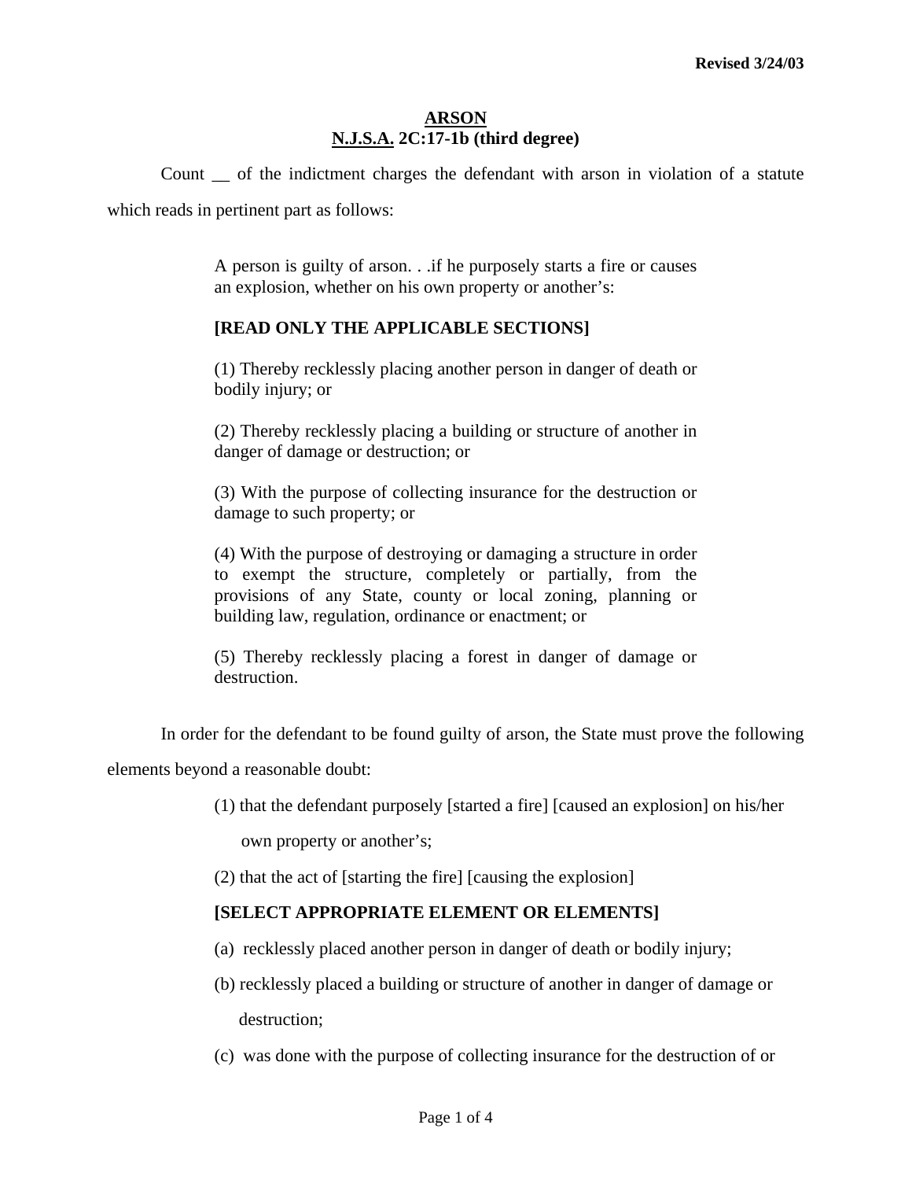**Revised 3/24/03**

# ARSON
## N.J.S.A. 2C:17-1b (third degree)

Count __ of the indictment charges the defendant with arson in violation of a statute which reads in pertinent part as follows:

> A person is guilty of arson. . .if he purposely starts a fire or causes an explosion, whether on his own property or another's:
>
> **[READ ONLY THE APPLICABLE SECTIONS]**
>
> (1) Thereby recklessly placing another person in danger of death or bodily injury; or
>
> (2) Thereby recklessly placing a building or structure of another in danger of damage or destruction; or
>
> (3) With the purpose of collecting insurance for the destruction or damage to such property; or
>
> (4) With the purpose of destroying or damaging a structure in order to exempt the structure, completely or partially, from the provisions of any State, county or local zoning, planning or building law, regulation, ordinance or enactment; or
>
> (5) Thereby recklessly placing a forest in danger of damage or destruction.

In order for the defendant to be found guilty of arson, the State must prove the following elements beyond a reasonable doubt:

(1) that the defendant purposely [started a fire] [caused an explosion] on his/her own property or another's;

(2) that the act of [starting the fire] [causing the explosion]

**[SELECT APPROPRIATE ELEMENT OR ELEMENTS]**

(a) recklessly placed another person in danger of death or bodily injury;

(b) recklessly placed a building or structure of another in danger of damage or destruction;

(c) was done with the purpose of collecting insurance for the destruction of or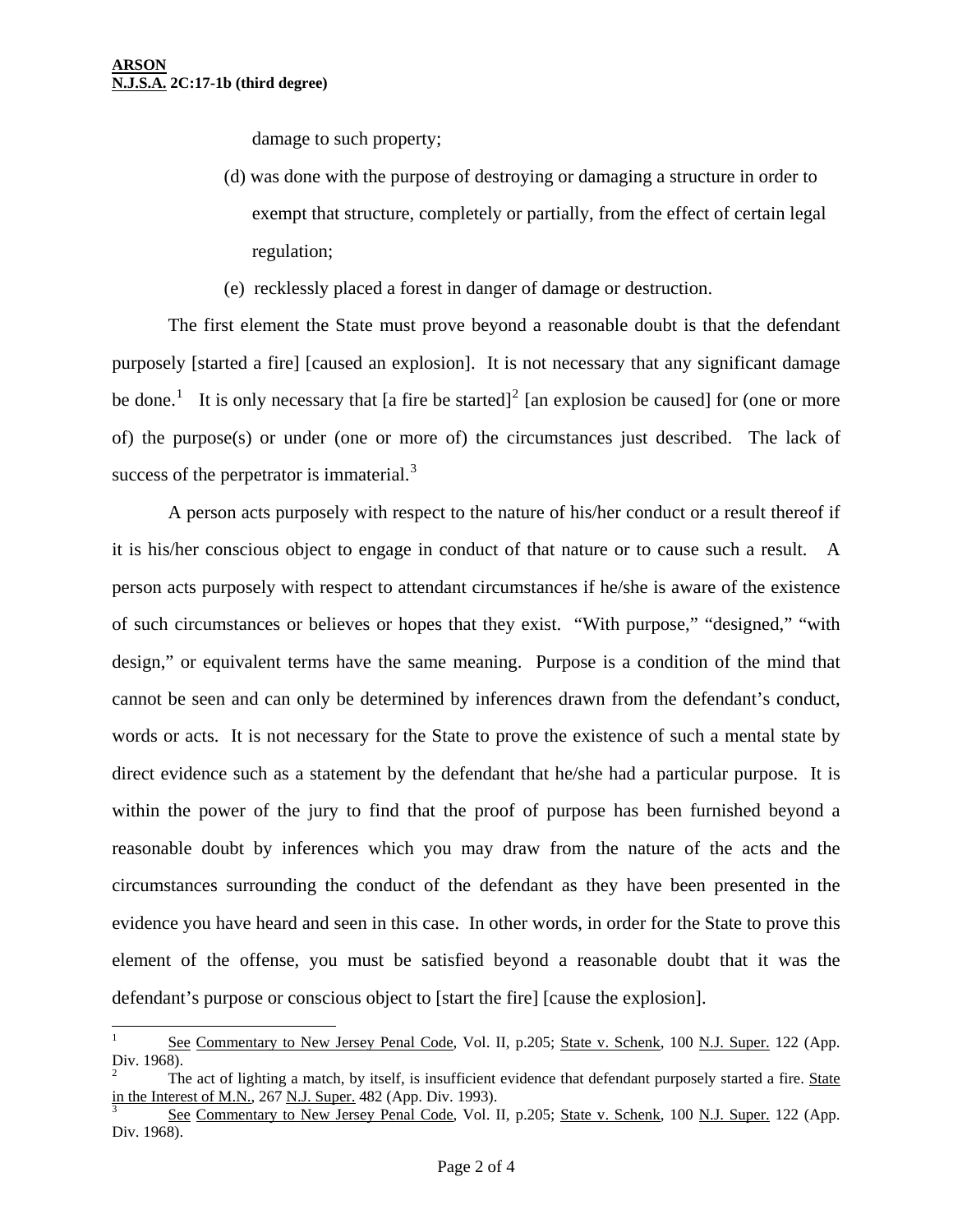damage to such property;

(d) was done with the purpose of destroying or damaging a structure in order to exempt that structure, completely or partially, from the effect of certain legal regulation;

(e) recklessly placed a forest in danger of damage or destruction.

The first element the State must prove beyond a reasonable doubt is that the defendant purposely [started a fire] [caused an explosion]. It is not necessary that any significant damage be done.[1] It is only necessary that [a fire be started][2] [an explosion be caused] for (one or more of) the purpose(s) or under (one or more of) the circumstances just described. The lack of success of the perpetrator is immaterial.[3]

A person acts purposely with respect to the nature of his/her conduct or a result thereof if it is his/her conscious object to engage in conduct of that nature or to cause such a result. A person acts purposely with respect to attendant circumstances if he/she is aware of the existence of such circumstances or believes or hopes that they exist. "With purpose," "designed," "with design," or equivalent terms have the same meaning. Purpose is a condition of the mind that cannot be seen and can only be determined by inferences drawn from the defendant's conduct, words or acts. It is not necessary for the State to prove the existence of such a mental state by direct evidence such as a statement by the defendant that he/she had a particular purpose. It is within the power of the jury to find that the proof of purpose has been furnished beyond a reasonable doubt by inferences which you may draw from the nature of the acts and the circumstances surrounding the conduct of the defendant as they have been presented in the evidence you have heard and seen in this case. In other words, in order for the State to prove this element of the offense, you must be satisfied beyond a reasonable doubt that it was the defendant's purpose or conscious object to [start the fire] [cause the explosion].

---

[1] See Commentary to New Jersey Penal Code, Vol. II, p.205; State v. Schenk, 100 N.J. Super. 122 (App. Div. 1968).

[2] The act of lighting a match, by itself, is insufficient evidence that defendant purposely started a fire. State in the Interest of M.N., 267 N.J. Super. 482 (App. Div. 1993).

[3] See Commentary to New Jersey Penal Code, Vol. II, p.205; State v. Schenk, 100 N.J. Super. 122 (App. Div. 1968).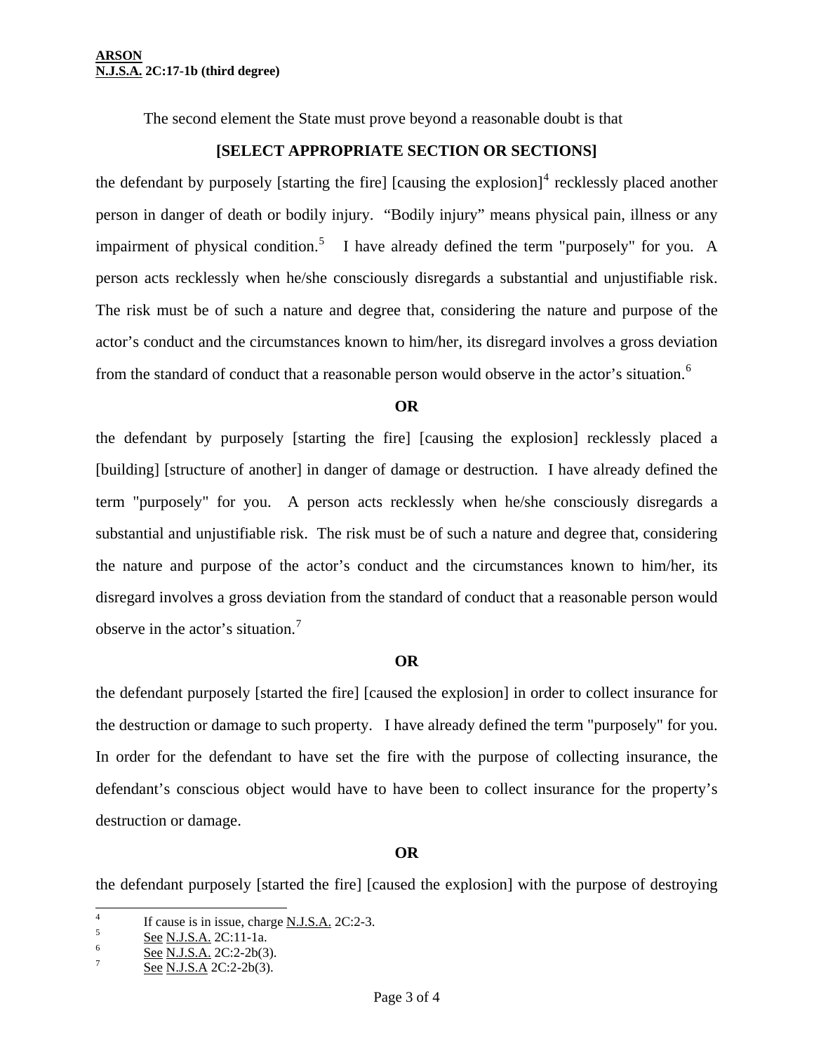The second element the State must prove beyond a reasonable doubt is that

**[SELECT APPROPRIATE SECTION OR SECTIONS]**

the defendant by purposely [starting the fire] [causing the explosion][4] recklessly placed another person in danger of death or bodily injury. "Bodily injury" means physical pain, illness or any impairment of physical condition.[5] I have already defined the term "purposely" for you. A person acts recklessly when he/she consciously disregards a substantial and unjustifiable risk. The risk must be of such a nature and degree that, considering the nature and purpose of the actor's conduct and the circumstances known to him/her, its disregard involves a gross deviation from the standard of conduct that a reasonable person would observe in the actor's situation.[6]

**OR**

the defendant by purposely [starting the fire] [causing the explosion] recklessly placed a [building] [structure of another] in danger of damage or destruction. I have already defined the term "purposely" for you. A person acts recklessly when he/she consciously disregards a substantial and unjustifiable risk. The risk must be of such a nature and degree that, considering the nature and purpose of the actor's conduct and the circumstances known to him/her, its disregard involves a gross deviation from the standard of conduct that a reasonable person would observe in the actor's situation.[7]

**OR**

the defendant purposely [started the fire] [caused the explosion] in order to collect insurance for the destruction or damage to such property. I have already defined the term "purposely" for you. In order for the defendant to have set the fire with the purpose of collecting insurance, the defendant's conscious object would have to have been to collect insurance for the property's destruction or damage.

**OR**

the defendant purposely [started the fire] [caused the explosion] with the purpose of destroying

---

[4] If cause is in issue, charge N.J.S.A. 2C:2-3.

[5] See N.J.S.A. 2C:11-1a.

[6] See N.J.S.A. 2C:2-2b(3).

[7] See N.J.S.A 2C:2-2b(3).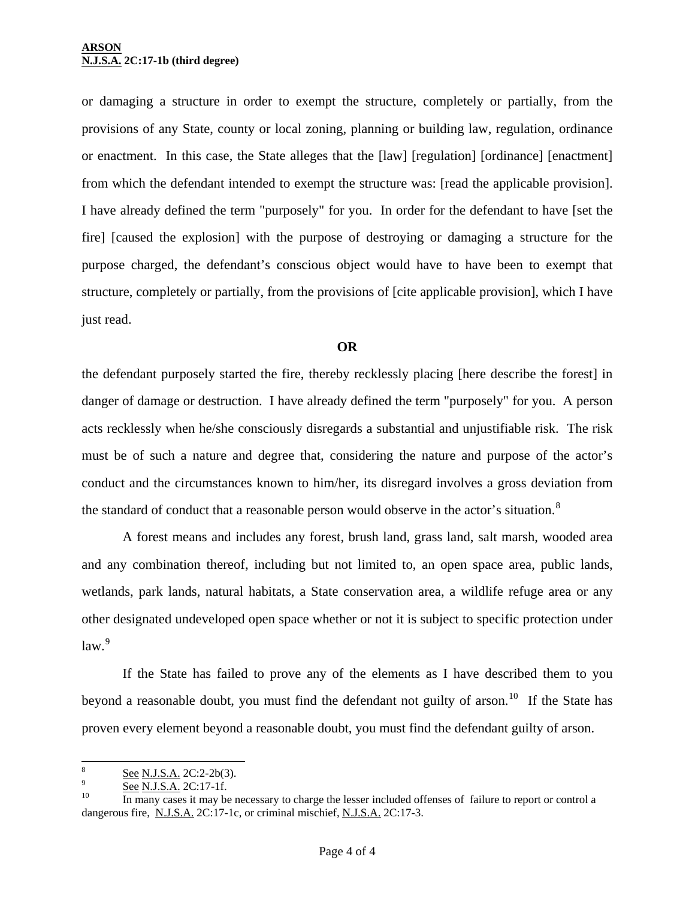or damaging a structure in order to exempt the structure, completely or partially, from the provisions of any State, county or local zoning, planning or building law, regulation, ordinance or enactment. In this case, the State alleges that the [law] [regulation] [ordinance] [enactment] from which the defendant intended to exempt the structure was: [read the applicable provision]. I have already defined the term "purposely" for you. In order for the defendant to have [set the fire] [caused the explosion] with the purpose of destroying or damaging a structure for the purpose charged, the defendant's conscious object would have to have been to exempt that structure, completely or partially, from the provisions of [cite applicable provision], which I have just read.

**OR**

the defendant purposely started the fire, thereby recklessly placing [here describe the forest] in danger of damage or destruction. I have already defined the term "purposely" for you. A person acts recklessly when he/she consciously disregards a substantial and unjustifiable risk. The risk must be of such a nature and degree that, considering the nature and purpose of the actor's conduct and the circumstances known to him/her, its disregard involves a gross deviation from the standard of conduct that a reasonable person would observe in the actor's situation.[8]

A forest means and includes any forest, brush land, grass land, salt marsh, wooded area and any combination thereof, including but not limited to, an open space area, public lands, wetlands, park lands, natural habitats, a State conservation area, a wildlife refuge area or any other designated undeveloped open space whether or not it is subject to specific protection under law.[9]

If the State has failed to prove any of the elements as I have described them to you beyond a reasonable doubt, you must find the defendant not guilty of arson.[10] If the State has proven every element beyond a reasonable doubt, you must find the defendant guilty of arson.

---

[8] See N.J.S.A. 2C:2-2b(3).

[9] See N.J.S.A. 2C:17-1f.

[10] In many cases it may be necessary to charge the lesser included offenses of failure to report or control a dangerous fire, N.J.S.A. 2C:17-1c, or criminal mischief, N.J.S.A. 2C:17-3.